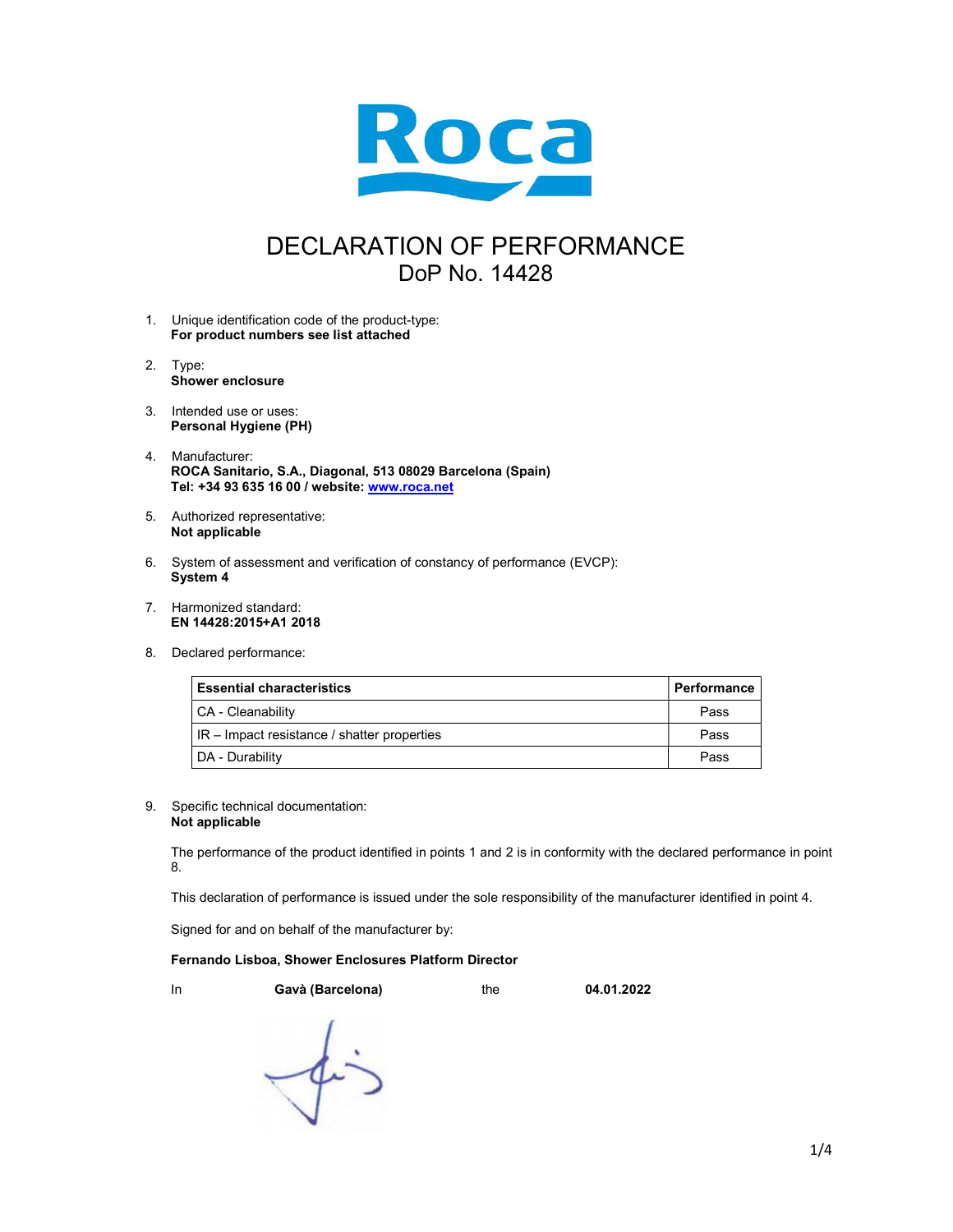Roca

# DECLARATION OF PERFORMANCE

## DoP No. 14428

1. Unique identification code of the product-type:
   **For product numbers see list attached**

2. Type:
   **Shower enclosure**

3. Intended use or uses:
   **Personal Hygiene (PH)**

4. Manufacturer:
   **ROCA Sanitario, S.A., Diagonal, 513 08029 Barcelona (Spain)**
   **Tel: +34 93 635 16 00 / website: www.roca.net**

5. Authorized representative:
   **Not applicable**

6. System of assessment and verification of constancy of performance (EVCP):
   **System 4**

7. Harmonized standard:
   **EN 14428:2015+A1 2018**

8. Declared performance:

| Essential characteristics | Performance |
|---|---|
| CA - Cleanability | Pass |
| IR – Impact resistance / shatter properties | Pass |
| DA - Durability | Pass |

9. Specific technical documentation:
   **Not applicable**

The performance of the product identified in points 1 and 2 is in conformity with the declared performance in point 8.

This declaration of performance is issued under the sole responsibility of the manufacturer identified in point 4.

Signed for and on behalf of the manufacturer by:

**Fernando Lisboa, Shower Enclosures Platform Director**

In **Gavà (Barcelona)** the **04.01.2022**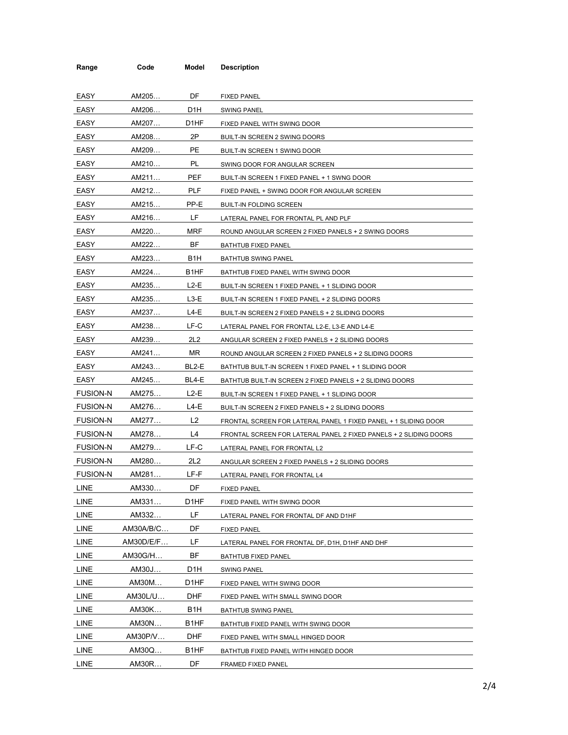| Range | Code | Model | Description |
|---|---|---|---|
| EASY | AM205… | DF | FIXED PANEL |
| EASY | AM206… | D1H | SWING PANEL |
| EASY | AM207… | D1HF | FIXED PANEL WITH SWING DOOR |
| EASY | AM208… | 2P | BUILT-IN SCREEN 2 SWING DOORS |
| EASY | AM209… | PE | BUILT-IN SCREEN 1 SWING DOOR |
| EASY | AM210… | PL | SWING DOOR FOR ANGULAR SCREEN |
| EASY | AM211… | PEF | BUILT-IN SCREEN 1 FIXED PANEL + 1 SWNG DOOR |
| EASY | AM212… | PLF | FIXED PANEL + SWING DOOR FOR ANGULAR SCREEN |
| EASY | AM215… | PP-E | BUILT-IN FOLDING SCREEN |
| EASY | AM216… | LF | LATERAL PANEL FOR FRONTAL PL AND PLF |
| EASY | AM220… | MRF | ROUND ANGULAR SCREEN 2 FIXED PANELS + 2 SWING DOORS |
| EASY | AM222… | BF | BATHTUB FIXED PANEL |
| EASY | AM223… | B1H | BATHTUB SWING PANEL |
| EASY | AM224… | B1HF | BATHTUB FIXED PANEL WITH SWING DOOR |
| EASY | AM235… | L2-E | BUILT-IN SCREEN 1 FIXED PANEL + 1 SLIDING DOOR |
| EASY | AM235… | L3-E | BUILT-IN SCREEN 1 FIXED PANEL + 2 SLIDING DOORS |
| EASY | AM237… | L4-E | BUILT-IN SCREEN 2 FIXED PANELS + 2 SLIDING DOORS |
| EASY | AM238… | LF-C | LATERAL PANEL FOR FRONTAL L2-E, L3-E AND L4-E |
| EASY | AM239… | 2L2 | ANGULAR SCREEN 2 FIXED PANELS + 2 SLIDING DOORS |
| EASY | AM241… | MR | ROUND ANGULAR SCREEN 2 FIXED PANELS + 2 SLIDING DOORS |
| EASY | AM243… | BL2-E | BATHTUB BUILT-IN SCREEN 1 FIXED PANEL + 1 SLIDING DOOR |
| EASY | AM245… | BL4-E | BATHTUB BUILT-IN SCREEN 2 FIXED PANELS + 2 SLIDING DOORS |
| FUSION-N | AM275… | L2-E | BUILT-IN SCREEN 1 FIXED PANEL + 1 SLIDING DOOR |
| FUSION-N | AM276… | L4-E | BUILT-IN SCREEN 2 FIXED PANELS + 2 SLIDING DOORS |
| FUSION-N | AM277… | L2 | FRONTAL SCREEN FOR LATERAL PANEL 1 FIXED PANEL + 1 SLIDING DOOR |
| FUSION-N | AM278… | L4 | FRONTAL SCREEN FOR LATERAL PANEL 2 FIXED PANELS + 2 SLIDING DOORS |
| FUSION-N | AM279… | LF-C | LATERAL PANEL FOR FRONTAL L2 |
| FUSION-N | AM280… | 2L2 | ANGULAR SCREEN 2 FIXED PANELS + 2 SLIDING DOORS |
| FUSION-N | AM281… | LF-F | LATERAL PANEL FOR FRONTAL L4 |
| LINE | AM330… | DF | FIXED PANEL |
| LINE | AM331… | D1HF | FIXED PANEL WITH SWING DOOR |
| LINE | AM332… | LF | LATERAL PANEL FOR FRONTAL DF AND D1HF |
| LINE | AM30A/B/C… | DF | FIXED PANEL |
| LINE | AM30D/E/F… | LF | LATERAL PANEL FOR FRONTAL DF, D1H, D1HF AND DHF |
| LINE | AM30G/H… | BF | BATHTUB FIXED PANEL |
| LINE | AM30J… | D1H | SWING PANEL |
| LINE | AM30M… | D1HF | FIXED PANEL WITH SWING DOOR |
| LINE | AM30L/U… | DHF | FIXED PANEL WITH SMALL SWING DOOR |
| LINE | AM30K… | B1H | BATHTUB SWING PANEL |
| LINE | AM30N… | B1HF | BATHTUB FIXED PANEL WITH SWING DOOR |
| LINE | AM30P/V… | DHF | FIXED PANEL WITH SMALL HINGED DOOR |
| LINE | AM30Q… | B1HF | BATHTUB FIXED PANEL WITH HINGED DOOR |
| LINE | AM30R… | DF | FRAMED FIXED PANEL |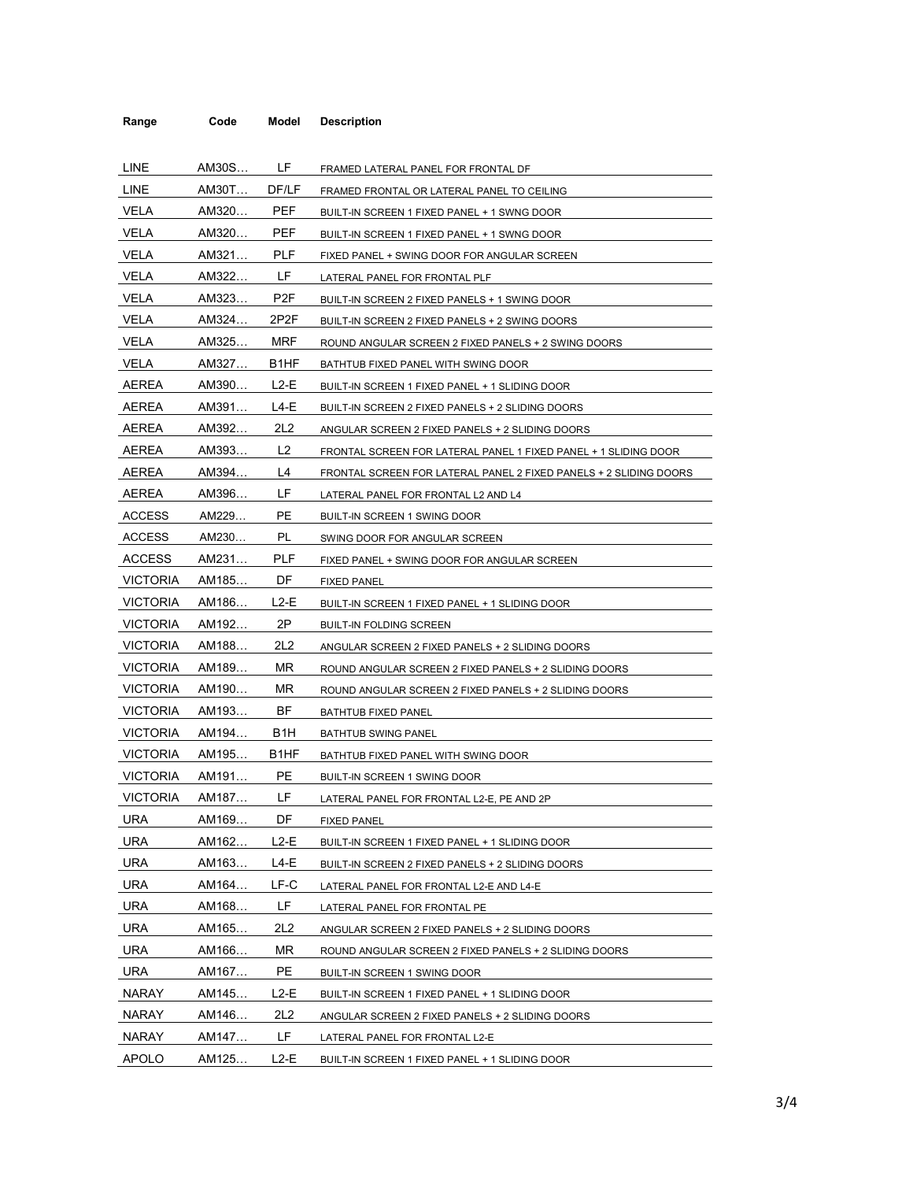| Range | Code | Model | Description |
|---|---|---|---|
| LINE | AM30S… | LF | FRAMED LATERAL PANEL FOR FRONTAL DF |
| LINE | AM30T… | DF/LF | FRAMED FRONTAL OR LATERAL PANEL TO CEILING |
| VELA | AM320… | PEF | BUILT-IN SCREEN 1 FIXED PANEL + 1 SWNG DOOR |
| VELA | AM320… | PEF | BUILT-IN SCREEN 1 FIXED PANEL + 1 SWNG DOOR |
| VELA | AM321… | PLF | FIXED PANEL + SWING DOOR FOR ANGULAR SCREEN |
| VELA | AM322… | LF | LATERAL PANEL FOR FRONTAL PLF |
| VELA | AM323… | P2F | BUILT-IN SCREEN 2 FIXED PANELS + 1 SWING DOOR |
| VELA | AM324… | 2P2F | BUILT-IN SCREEN 2 FIXED PANELS + 2 SWING DOORS |
| VELA | AM325… | MRF | ROUND ANGULAR SCREEN 2 FIXED PANELS + 2 SWING DOORS |
| VELA | AM327… | B1HF | BATHTUB FIXED PANEL WITH SWING DOOR |
| AEREA | AM390… | L2-E | BUILT-IN SCREEN 1 FIXED PANEL + 1 SLIDING DOOR |
| AEREA | AM391… | L4-E | BUILT-IN SCREEN 2 FIXED PANELS + 2 SLIDING DOORS |
| AEREA | AM392… | 2L2 | ANGULAR SCREEN 2 FIXED PANELS + 2 SLIDING DOORS |
| AEREA | AM393… | L2 | FRONTAL SCREEN FOR LATERAL PANEL 1 FIXED PANEL + 1 SLIDING DOOR |
| AEREA | AM394… | L4 | FRONTAL SCREEN FOR LATERAL PANEL 2 FIXED PANELS + 2 SLIDING DOORS |
| AEREA | AM396… | LF | LATERAL PANEL FOR FRONTAL L2 AND L4 |
| ACCESS | AM229… | PE | BUILT-IN SCREEN 1 SWING DOOR |
| ACCESS | AM230… | PL | SWING DOOR FOR ANGULAR SCREEN |
| ACCESS | AM231… | PLF | FIXED PANEL + SWING DOOR FOR ANGULAR SCREEN |
| VICTORIA | AM185… | DF | FIXED PANEL |
| VICTORIA | AM186… | L2-E | BUILT-IN SCREEN 1 FIXED PANEL + 1 SLIDING DOOR |
| VICTORIA | AM192… | 2P | BUILT-IN FOLDING SCREEN |
| VICTORIA | AM188… | 2L2 | ANGULAR SCREEN 2 FIXED PANELS + 2 SLIDING DOORS |
| VICTORIA | AM189… | MR | ROUND ANGULAR SCREEN 2 FIXED PANELS + 2 SLIDING DOORS |
| VICTORIA | AM190… | MR | ROUND ANGULAR SCREEN 2 FIXED PANELS + 2 SLIDING DOORS |
| VICTORIA | AM193… | BF | BATHTUB FIXED PANEL |
| VICTORIA | AM194… | B1H | BATHTUB SWING PANEL |
| VICTORIA | AM195… | B1HF | BATHTUB FIXED PANEL WITH SWING DOOR |
| VICTORIA | AM191… | PE | BUILT-IN SCREEN 1 SWING DOOR |
| VICTORIA | AM187… | LF | LATERAL PANEL FOR FRONTAL L2-E, PE AND 2P |
| URA | AM169… | DF | FIXED PANEL |
| URA | AM162… | L2-E | BUILT-IN SCREEN 1 FIXED PANEL + 1 SLIDING DOOR |
| URA | AM163… | L4-E | BUILT-IN SCREEN 2 FIXED PANELS + 2 SLIDING DOORS |
| URA | AM164… | LF-C | LATERAL PANEL FOR FRONTAL L2-E AND L4-E |
| URA | AM168… | LF | LATERAL PANEL FOR FRONTAL PE |
| URA | AM165… | 2L2 | ANGULAR SCREEN 2 FIXED PANELS + 2 SLIDING DOORS |
| URA | AM166… | MR | ROUND ANGULAR SCREEN 2 FIXED PANELS + 2 SLIDING DOORS |
| URA | AM167… | PE | BUILT-IN SCREEN 1 SWING DOOR |
| NARAY | AM145… | L2-E | BUILT-IN SCREEN 1 FIXED PANEL + 1 SLIDING DOOR |
| NARAY | AM146… | 2L2 | ANGULAR SCREEN 2 FIXED PANELS + 2 SLIDING DOORS |
| NARAY | AM147… | LF | LATERAL PANEL FOR FRONTAL L2-E |
| APOLO | AM125… | L2-E | BUILT-IN SCREEN 1 FIXED PANEL + 1 SLIDING DOOR |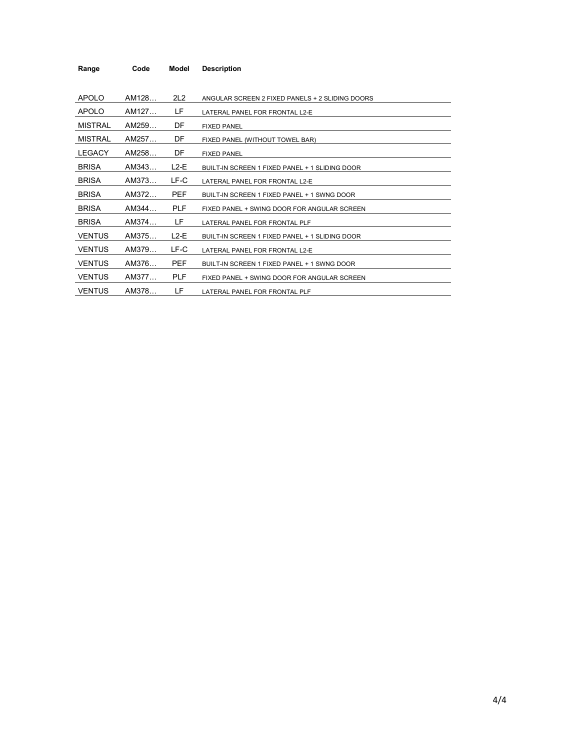| Range | Code | Model | Description |
| --- | --- | --- | --- |
| APOLO | AM128… | 2L2 | ANGULAR SCREEN 2 FIXED PANELS + 2 SLIDING DOORS |
| APOLO | AM127… | LF | LATERAL PANEL FOR FRONTAL L2-E |
| MISTRAL | AM259… | DF | FIXED PANEL |
| MISTRAL | AM257… | DF | FIXED PANEL (WITHOUT TOWEL BAR) |
| LEGACY | AM258… | DF | FIXED PANEL |
| BRISA | AM343… | L2-E | BUILT-IN SCREEN 1 FIXED PANEL + 1 SLIDING DOOR |
| BRISA | AM373… | LF-C | LATERAL PANEL FOR FRONTAL L2-E |
| BRISA | AM372… | PEF | BUILT-IN SCREEN 1 FIXED PANEL + 1 SWNG DOOR |
| BRISA | AM344… | PLF | FIXED PANEL + SWING DOOR FOR ANGULAR SCREEN |
| BRISA | AM374… | LF | LATERAL PANEL FOR FRONTAL PLF |
| VENTUS | AM375… | L2-E | BUILT-IN SCREEN 1 FIXED PANEL + 1 SLIDING DOOR |
| VENTUS | AM379… | LF-C | LATERAL PANEL FOR FRONTAL L2-E |
| VENTUS | AM376… | PEF | BUILT-IN SCREEN 1 FIXED PANEL + 1 SWNG DOOR |
| VENTUS | AM377… | PLF | FIXED PANEL + SWING DOOR FOR ANGULAR SCREEN |
| VENTUS | AM378… | LF | LATERAL PANEL FOR FRONTAL PLF |